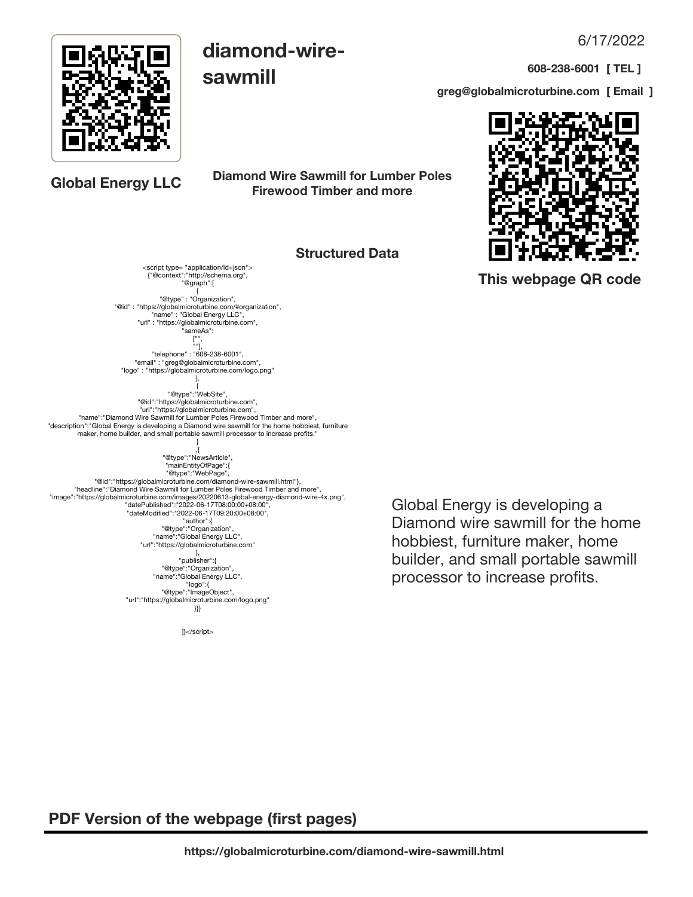6/17/2022

# diamond-wire-sawmill

**608-238-6001 [ TEL ]**

**greg@globalmicroturbine.com [ Email ]**

**Global Energy LLC**

**Diamond Wire Sawmill for Lumber Poles Firewood Timber and more**

**This webpage QR code**

## Structured Data

```
<script type= "application/ld+json">
{"@context":"http://schema.org",
"@graph":[
{
"@type" : "Organization",
"@id" : "https://globalmicroturbine.com/#organization",
"name" : "Global Energy LLC",
"url" : "https://globalmicroturbine.com",
"sameAs":
["",
""],
"telephone" : "608-238-6001",
"email" : "greg@globalmicroturbine.com",
"logo" : "https://globalmicroturbine.com/logo.png"
},
{
"@type":"WebSite",
"@id":"https://globalmicroturbine.com",
"url":"https://globalmicroturbine.com",
"name":"Diamond Wire Sawmill for Lumber Poles Firewood Timber and more",
"description":"Global Energy is developing a Diamond wire sawmill for the home hobbiest, furniture maker, home builder, and small portable sawmill processor to increase profits."
}
,{
"@type":"NewsArticle",
"mainEntityOfPage":{
"@type":"WebPage",
"@id":"https://globalmicroturbine.com/diamond-wire-sawmill.html"},
"headline":"Diamond Wire Sawmill for Lumber Poles Firewood Timber and more",
"image":"https://globalmicroturbine.com/images/20220613-global-energy-diamond-wire-4x.png",
"datePublished":"2022-06-17T08:00:00+08:00",
"dateModified":"2022-06-17T09:20:00+08:00",
"author":{
"@type":"Organization",
"name":"Global Energy LLC",
"url":"https://globalmicroturbine.com"
},
"publisher":{
"@type":"Organization",
"name":"Global Energy LLC",
"logo":{
"@type":"ImageObject",
"url":"https://globalmicroturbine.com/logo.png"
}}}

]}</script>
```

Global Energy is developing a Diamond wire sawmill for the home hobbiest, furniture maker, home builder, and small portable sawmill processor to increase profits.

## PDF Version of the webpage (first pages)

**https://globalmicroturbine.com/diamond-wire-sawmill.html**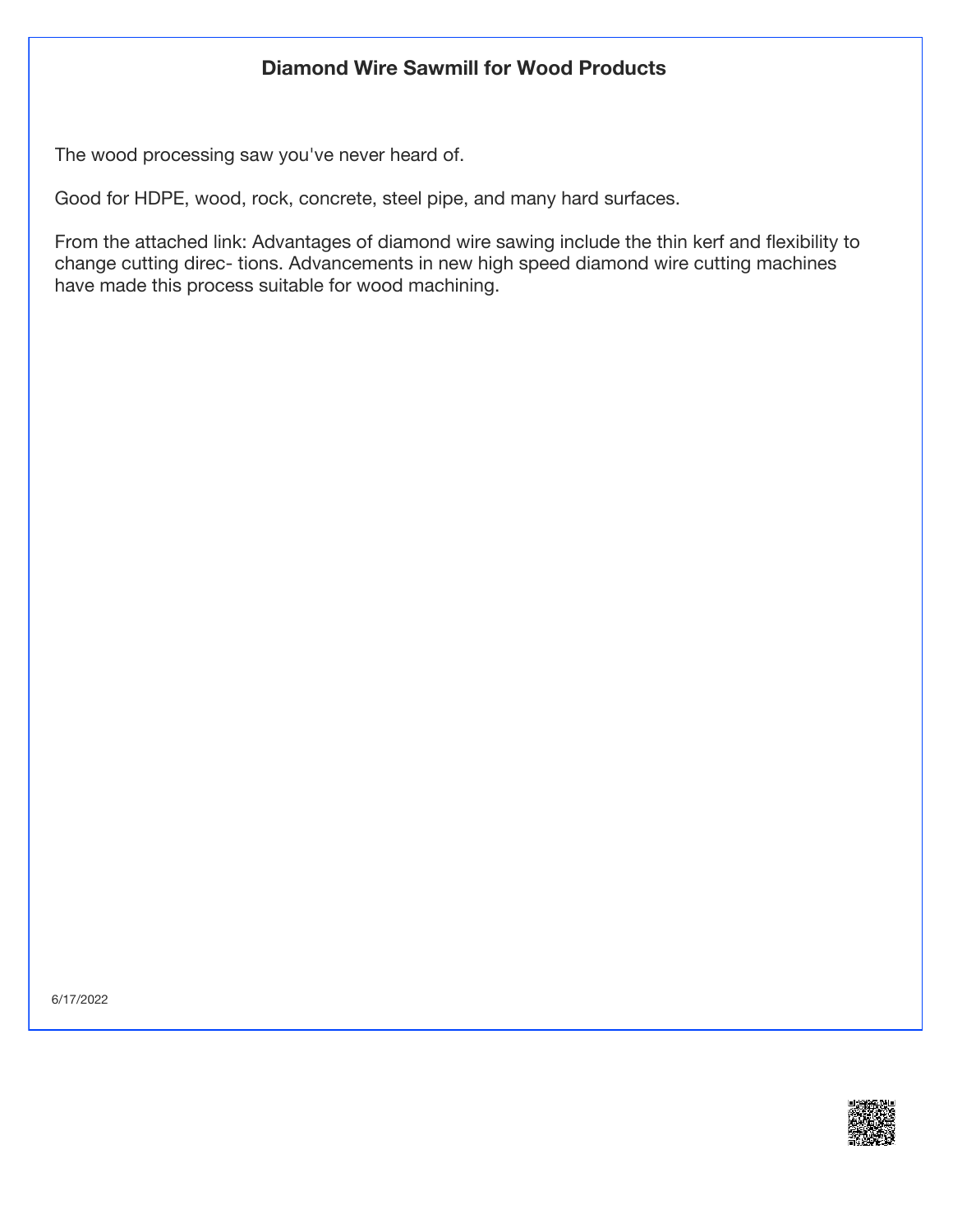# Diamond Wire Sawmill for Wood Products

The wood processing saw you've never heard of.

Good for HDPE, wood, rock, concrete, steel pipe, and many hard surfaces.

From the attached link: Advantages of diamond wire sawing include the thin kerf and flexibility to change cutting direc- tions. Advancements in new high speed diamond wire cutting machines have made this process suitable for wood machining.

6/17/2022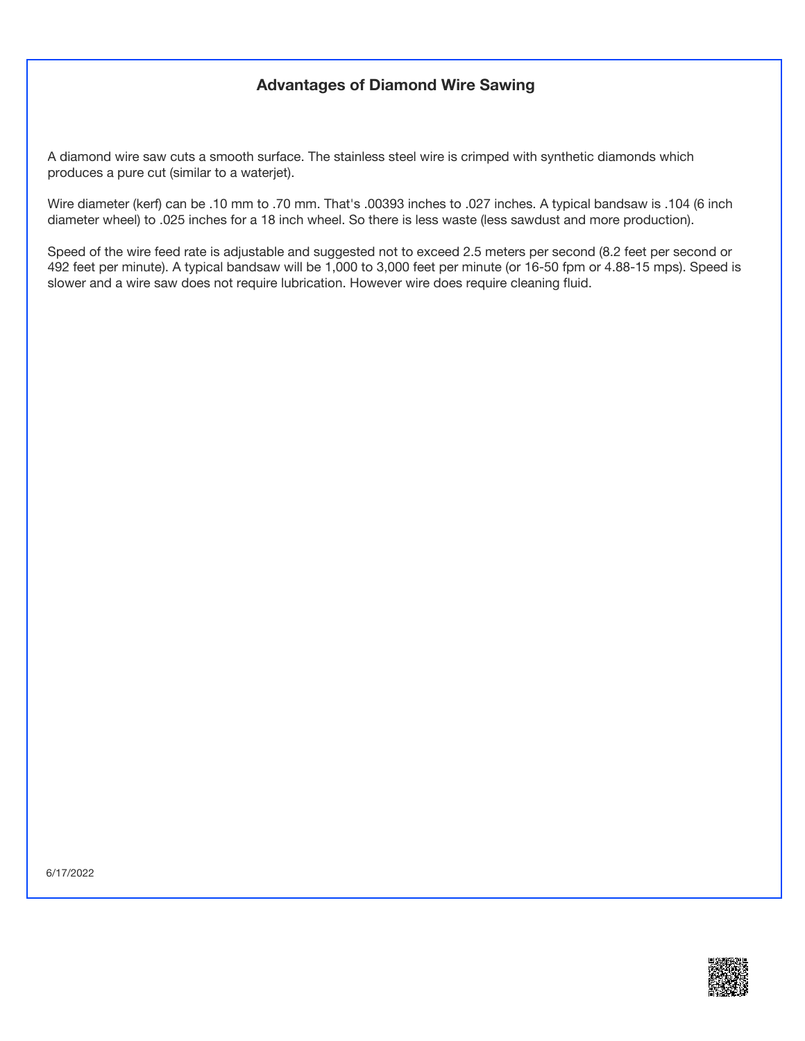## Advantages of Diamond Wire Sawing

A diamond wire saw cuts a smooth surface. The stainless steel wire is crimped with synthetic diamonds which produces a pure cut (similar to a waterjet).

Wire diameter (kerf) can be .10 mm to .70 mm. That's .00393 inches to .027 inches. A typical bandsaw is .104 (6 inch diameter wheel) to .025 inches for a 18 inch wheel. So there is less waste (less sawdust and more production).

Speed of the wire feed rate is adjustable and suggested not to exceed 2.5 meters per second (8.2 feet per second or 492 feet per minute). A typical bandsaw will be 1,000 to 3,000 feet per minute (or 16-50 fpm or 4.88-15 mps). Speed is slower and a wire saw does not require lubrication. However wire does require cleaning fluid.

6/17/2022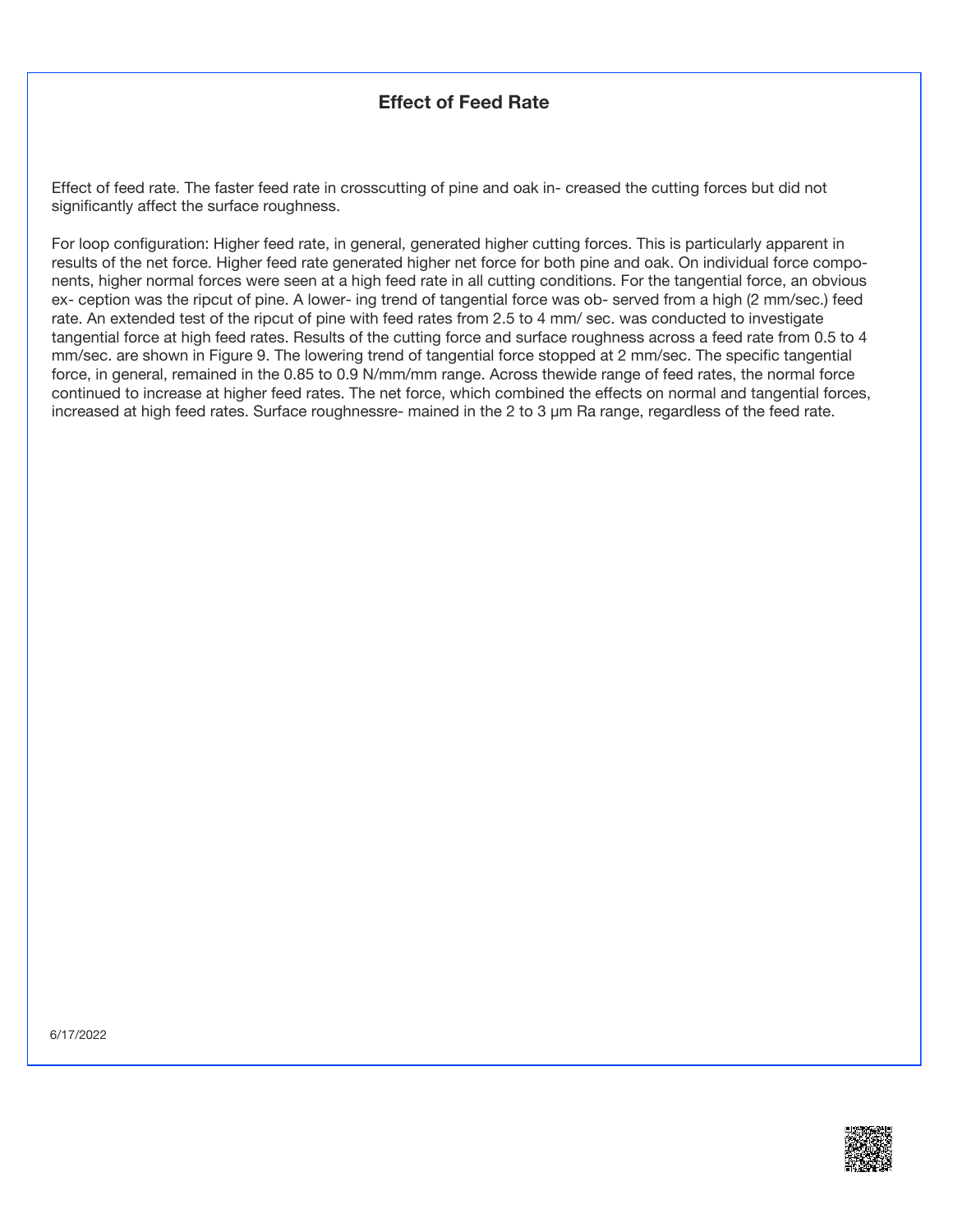## Effect of Feed Rate

Effect of feed rate. The faster feed rate in crosscutting of pine and oak in- creased the cutting forces but did not significantly affect the surface roughness.

For loop configuration: Higher feed rate, in general, generated higher cutting forces. This is particularly apparent in results of the net force. Higher feed rate generated higher net force for both pine and oak. On individual force compo- nents, higher normal forces were seen at a high feed rate in all cutting conditions. For the tangential force, an obvious ex- ception was the ripcut of pine. A lower- ing trend of tangential force was ob- served from a high (2 mm/sec.) feed rate. An extended test of the ripcut of pine with feed rates from 2.5 to 4 mm/ sec. was conducted to investigate tangential force at high feed rates. Results of the cutting force and surface roughness across a feed rate from 0.5 to 4 mm/sec. are shown in Figure 9. The lowering trend of tangential force stopped at 2 mm/sec. The specific tangential force, in general, remained in the 0.85 to 0.9 N/mm/mm range. Across thewide range of feed rates, the normal force continued to increase at higher feed rates. The net force, which combined the effects on normal and tangential forces, increased at high feed rates. Surface roughnessre- mained in the 2 to 3 µm Ra range, regardless of the feed rate.

6/17/2022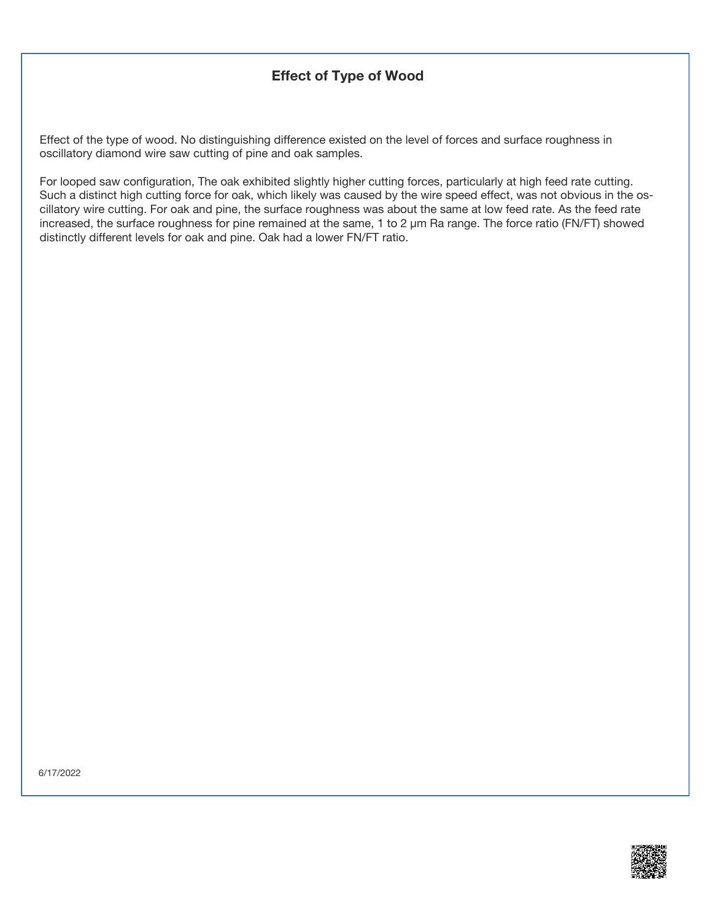## Effect of Type of Wood

Effect of the type of wood. No distinguishing difference existed on the level of forces and surface roughness in oscillatory diamond wire saw cutting of pine and oak samples.

For looped saw configuration, The oak exhibited slightly higher cutting forces, particularly at high feed rate cutting. Such a distinct high cutting force for oak, which likely was caused by the wire speed effect, was not obvious in the oscillatory wire cutting. For oak and pine, the surface roughness was about the same at low feed rate. As the feed rate increased, the surface roughness for pine remained at the same, 1 to 2 μm Ra range. The force ratio (FN/FT) showed distinctly different levels for oak and pine. Oak had a lower FN/FT ratio.

6/17/2022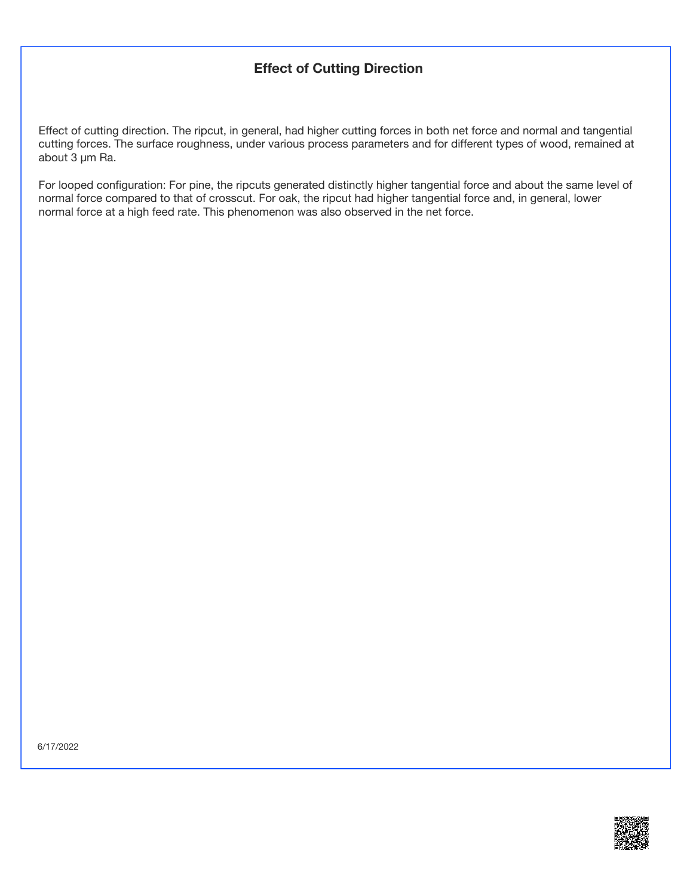# Effect of Cutting Direction

Effect of cutting direction. The ripcut, in general, had higher cutting forces in both net force and normal and tangential cutting forces. The surface roughness, under various process parameters and for different types of wood, remained at about 3 μm Ra.

For looped configuration: For pine, the ripcuts generated distinctly higher tangential force and about the same level of normal force compared to that of crosscut. For oak, the ripcut had higher tangential force and, in general, lower normal force at a high feed rate. This phenomenon was also observed in the net force.

6/17/2022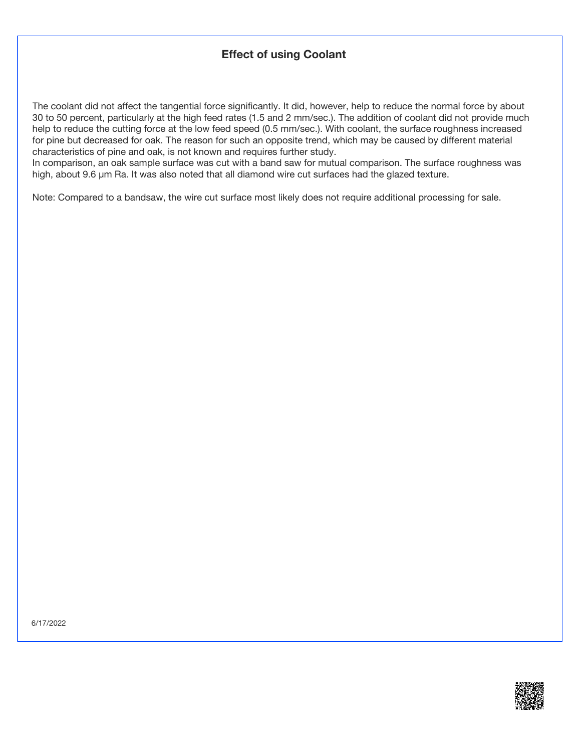## Effect of using Coolant

The coolant did not affect the tangential force significantly. It did, however, help to reduce the normal force by about 30 to 50 percent, particularly at the high feed rates (1.5 and 2 mm/sec.). The addition of coolant did not provide much help to reduce the cutting force at the low feed speed (0.5 mm/sec.). With coolant, the surface roughness increased for pine but decreased for oak. The reason for such an opposite trend, which may be caused by different material characteristics of pine and oak, is not known and requires further study.
In comparison, an oak sample surface was cut with a band saw for mutual comparison. The surface roughness was high, about 9.6 µm Ra. It was also noted that all diamond wire cut surfaces had the glazed texture.

Note: Compared to a bandsaw, the wire cut surface most likely does not require additional processing for sale.

6/17/2022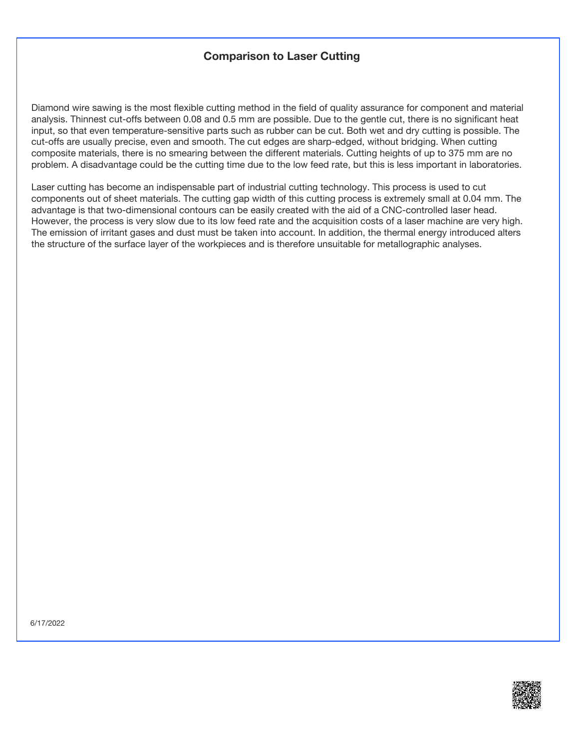## Comparison to Laser Cutting

Diamond wire sawing is the most flexible cutting method in the field of quality assurance for component and material analysis. Thinnest cut-offs between 0.08 and 0.5 mm are possible. Due to the gentle cut, there is no significant heat input, so that even temperature-sensitive parts such as rubber can be cut. Both wet and dry cutting is possible. The cut-offs are usually precise, even and smooth. The cut edges are sharp-edged, without bridging. When cutting composite materials, there is no smearing between the different materials. Cutting heights of up to 375 mm are no problem. A disadvantage could be the cutting time due to the low feed rate, but this is less important in laboratories.

Laser cutting has become an indispensable part of industrial cutting technology. This process is used to cut components out of sheet materials. The cutting gap width of this cutting process is extremely small at 0.04 mm. The advantage is that two-dimensional contours can be easily created with the aid of a CNC-controlled laser head. However, the process is very slow due to its low feed rate and the acquisition costs of a laser machine are very high. The emission of irritant gases and dust must be taken into account. In addition, the thermal energy introduced alters the structure of the surface layer of the workpieces and is therefore unsuitable for metallographic analyses.